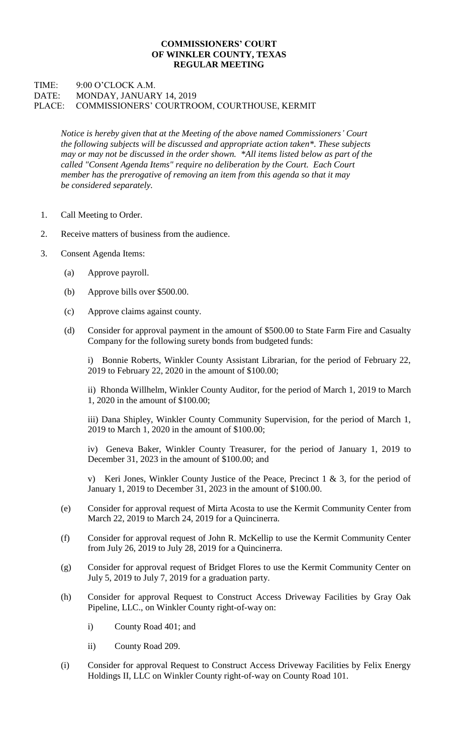**COMMISSIONERS' COURT**
**OF WINKLER COUNTY, TEXAS**
**REGULAR MEETING**

TIME: 9:00 O'CLOCK A.M.
DATE: MONDAY, JANUARY 14, 2019
PLACE: COMMISSIONERS' COURTROOM, COURTHOUSE, KERMIT

*Notice is hereby given that at the Meeting of the above named Commissioners' Court the following subjects will be discussed and appropriate action taken*. These subjects may or may not be discussed in the order shown. *All items listed below as part of the called "Consent Agenda Items" require no deliberation by the Court. Each Court member has the prerogative of removing an item from this agenda so that it may be considered separately.*

1. Call Meeting to Order.

2. Receive matters of business from the audience.

3. Consent Agenda Items:

   (a) Approve payroll.

   (b) Approve bills over $500.00.

   (c) Approve claims against county.

   (d) Consider for approval payment in the amount of $500.00 to State Farm Fire and Casualty Company for the following surety bonds from budgeted funds:

      i) Bonnie Roberts, Winkler County Assistant Librarian, for the period of February 22, 2019 to February 22, 2020 in the amount of $100.00;

      ii) Rhonda Willhelm, Winkler County Auditor, for the period of March 1, 2019 to March 1, 2020 in the amount of $100.00;

      iii) Dana Shipley, Winkler County Community Supervision, for the period of March 1, 2019 to March 1, 2020 in the amount of $100.00;

      iv) Geneva Baker, Winkler County Treasurer, for the period of January 1, 2019 to December 31, 2023 in the amount of $100.00; and

      v) Keri Jones, Winkler County Justice of the Peace, Precinct 1 & 3, for the period of January 1, 2019 to December 31, 2023 in the amount of $100.00.

   (e) Consider for approval request of Mirta Acosta to use the Kermit Community Center from March 22, 2019 to March 24, 2019 for a Quincinerra.

   (f) Consider for approval request of John R. McKellip to use the Kermit Community Center from July 26, 2019 to July 28, 2019 for a Quincinerra.

   (g) Consider for approval request of Bridget Flores to use the Kermit Community Center on July 5, 2019 to July 7, 2019 for a graduation party.

   (h) Consider for approval Request to Construct Access Driveway Facilities by Gray Oak Pipeline, LLC., on Winkler County right-of-way on:

      i) County Road 401; and

      ii) County Road 209.

   (i) Consider for approval Request to Construct Access Driveway Facilities by Felix Energy Holdings II, LLC on Winkler County right-of-way on County Road 101.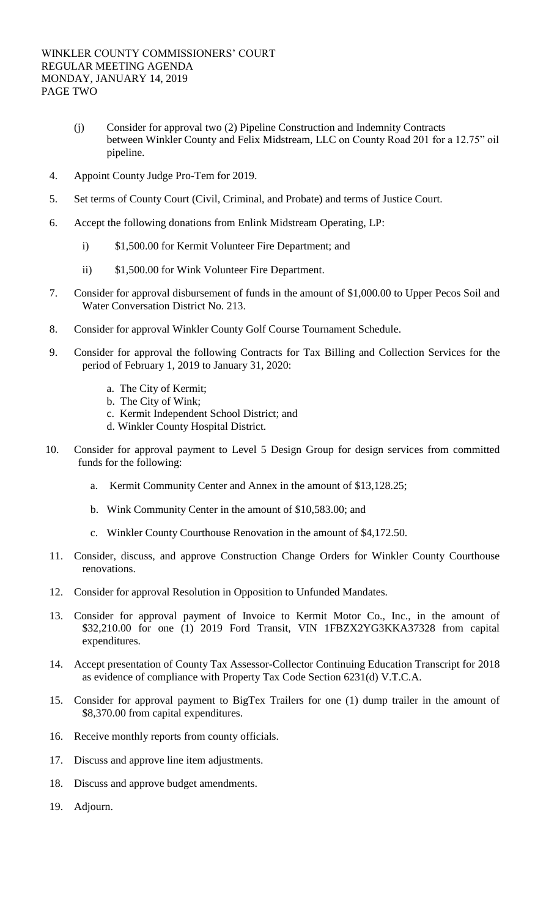- (j) Consider for approval two (2) Pipeline Construction and Indemnity Contracts between Winkler County and Felix Midstream, LLC on County Road 201 for a 12.75" oil pipeline.

4. Appoint County Judge Pro-Tem for 2019.

5. Set terms of County Court (Civil, Criminal, and Probate) and terms of Justice Court.

6. Accept the following donations from Enlink Midstream Operating, LP:

   i) $1,500.00 for Kermit Volunteer Fire Department; and

   ii) $1,500.00 for Wink Volunteer Fire Department.

7. Consider for approval disbursement of funds in the amount of $1,000.00 to Upper Pecos Soil and Water Conversation District No. 213.

8. Consider for approval Winkler County Golf Course Tournament Schedule.

9. Consider for approval the following Contracts for Tax Billing and Collection Services for the period of February 1, 2019 to January 31, 2020:

   a. The City of Kermit;
   b. The City of Wink;
   c. Kermit Independent School District; and
   d. Winkler County Hospital District.

10. Consider for approval payment to Level 5 Design Group for design services from committed funds for the following:

    a. Kermit Community Center and Annex in the amount of $13,128.25;

    b. Wink Community Center in the amount of $10,583.00; and

    c. Winkler County Courthouse Renovation in the amount of $4,172.50.

11. Consider, discuss, and approve Construction Change Orders for Winkler County Courthouse renovations.

12. Consider for approval Resolution in Opposition to Unfunded Mandates.

13. Consider for approval payment of Invoice to Kermit Motor Co., Inc., in the amount of $32,210.00 for one (1) 2019 Ford Transit, VIN 1FBZX2YG3KKA37328 from capital expenditures.

14. Accept presentation of County Tax Assessor-Collector Continuing Education Transcript for 2018 as evidence of compliance with Property Tax Code Section 6231(d) V.T.C.A.

15. Consider for approval payment to BigTex Trailers for one (1) dump trailer in the amount of $8,370.00 from capital expenditures.

16. Receive monthly reports from county officials.

17. Discuss and approve line item adjustments.

18. Discuss and approve budget amendments.

19. Adjourn.